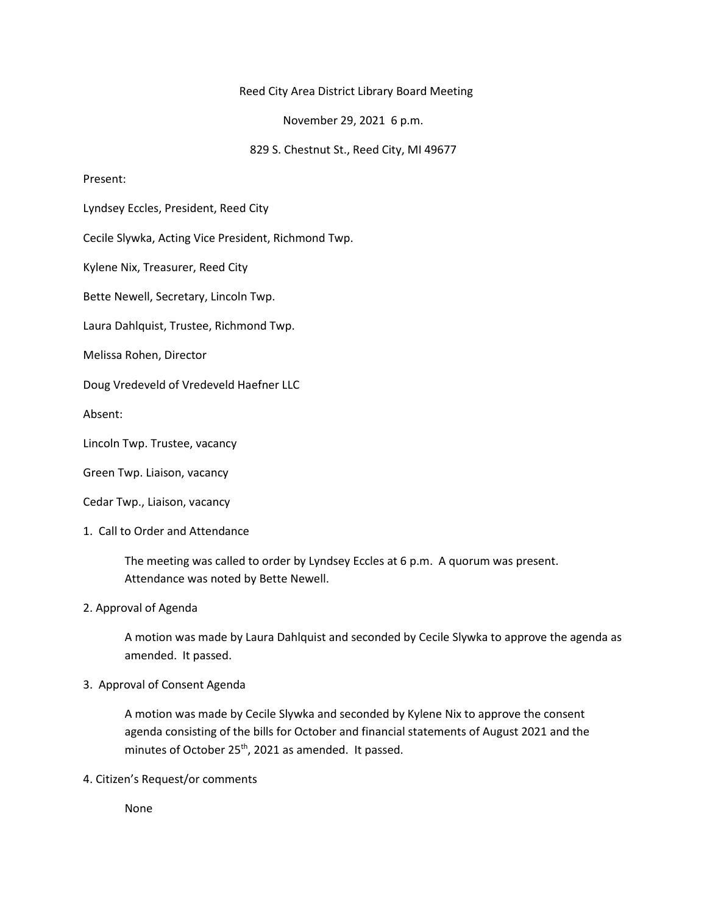# Reed City Area District Library Board Meeting

November 29, 2021 6 p.m.

829 S. Chestnut St., Reed City, MI 49677

Present:

Lyndsey Eccles, President, Reed City

Cecile Slywka, Acting Vice President, Richmond Twp.

Kylene Nix, Treasurer, Reed City

Bette Newell, Secretary, Lincoln Twp.

Laura Dahlquist, Trustee, Richmond Twp.

Melissa Rohen, Director

Doug Vredeveld of Vredeveld Haefner LLC

Absent:

Lincoln Twp. Trustee, vacancy

Green Twp. Liaison, vacancy

Cedar Twp., Liaison, vacancy

1. Call to Order and Attendance

   The meeting was called to order by Lyndsey Eccles at 6 p.m. A quorum was present. Attendance was noted by Bette Newell.

2. Approval of Agenda

   A motion was made by Laura Dahlquist and seconded by Cecile Slywka to approve the agenda as amended. It passed.

3. Approval of Consent Agenda

   A motion was made by Cecile Slywka and seconded by Kylene Nix to approve the consent agenda consisting of the bills for October and financial statements of August 2021 and the minutes of October 25th, 2021 as amended. It passed.

4. Citizen's Request/or comments

   None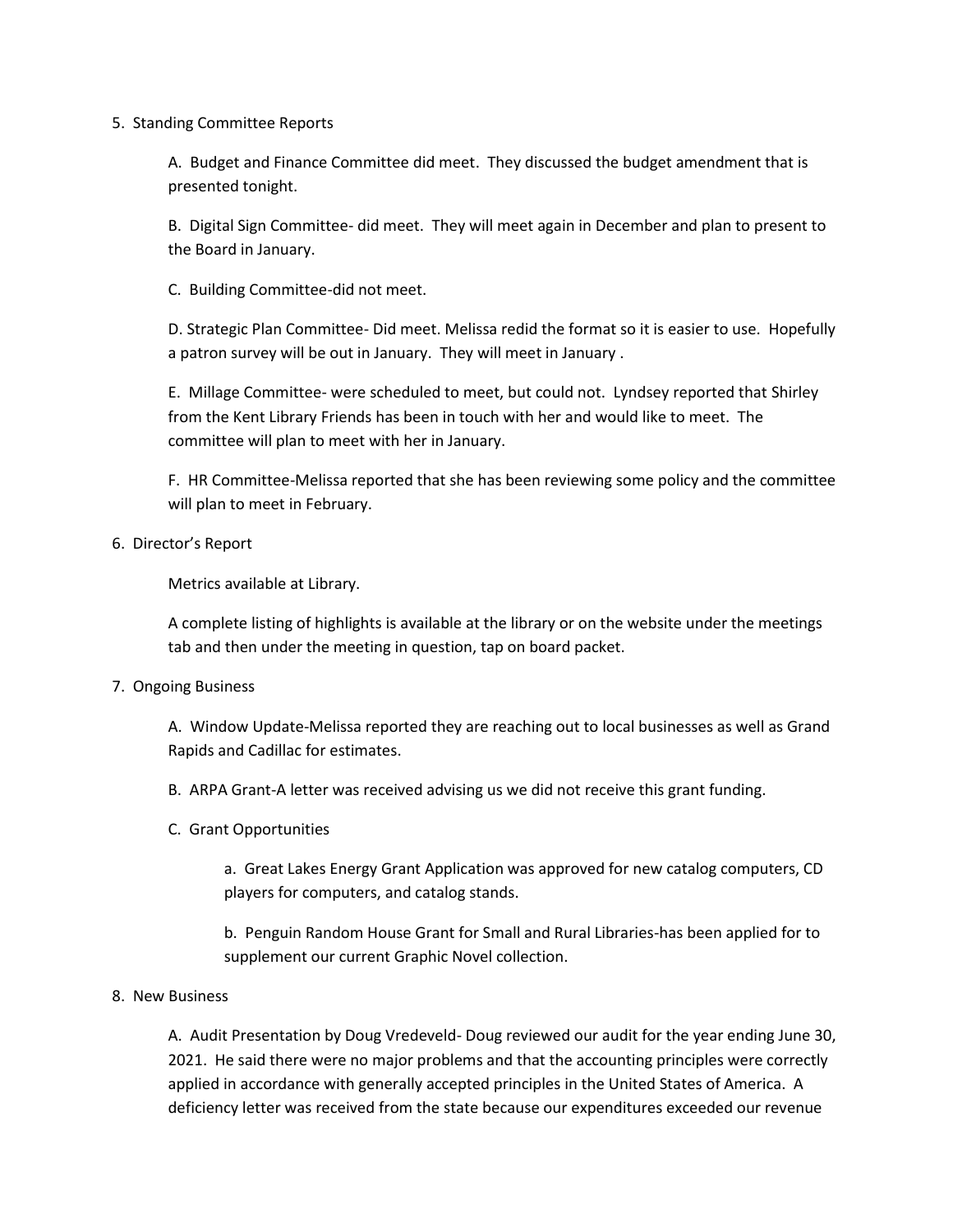5. Standing Committee Reports

    A. Budget and Finance Committee did meet. They discussed the budget amendment that is presented tonight.

    B. Digital Sign Committee- did meet. They will meet again in December and plan to present to the Board in January.

    C. Building Committee-did not meet.

    D. Strategic Plan Committee- Did meet. Melissa redid the format so it is easier to use. Hopefully a patron survey will be out in January. They will meet in January .

    E. Millage Committee- were scheduled to meet, but could not. Lyndsey reported that Shirley from the Kent Library Friends has been in touch with her and would like to meet. The committee will plan to meet with her in January.

    F. HR Committee-Melissa reported that she has been reviewing some policy and the committee will plan to meet in February.

6. Director's Report

    Metrics available at Library.

    A complete listing of highlights is available at the library or on the website under the meetings tab and then under the meeting in question, tap on board packet.

7. Ongoing Business

    A. Window Update-Melissa reported they are reaching out to local businesses as well as Grand Rapids and Cadillac for estimates.

    B. ARPA Grant-A letter was received advising us we did not receive this grant funding.

    C. Grant Opportunities

        a. Great Lakes Energy Grant Application was approved for new catalog computers, CD players for computers, and catalog stands.

        b. Penguin Random House Grant for Small and Rural Libraries-has been applied for to supplement our current Graphic Novel collection.

8. New Business

    A. Audit Presentation by Doug Vredeveld- Doug reviewed our audit for the year ending June 30, 2021. He said there were no major problems and that the accounting principles were correctly applied in accordance with generally accepted principles in the United States of America. A deficiency letter was received from the state because our expenditures exceeded our revenue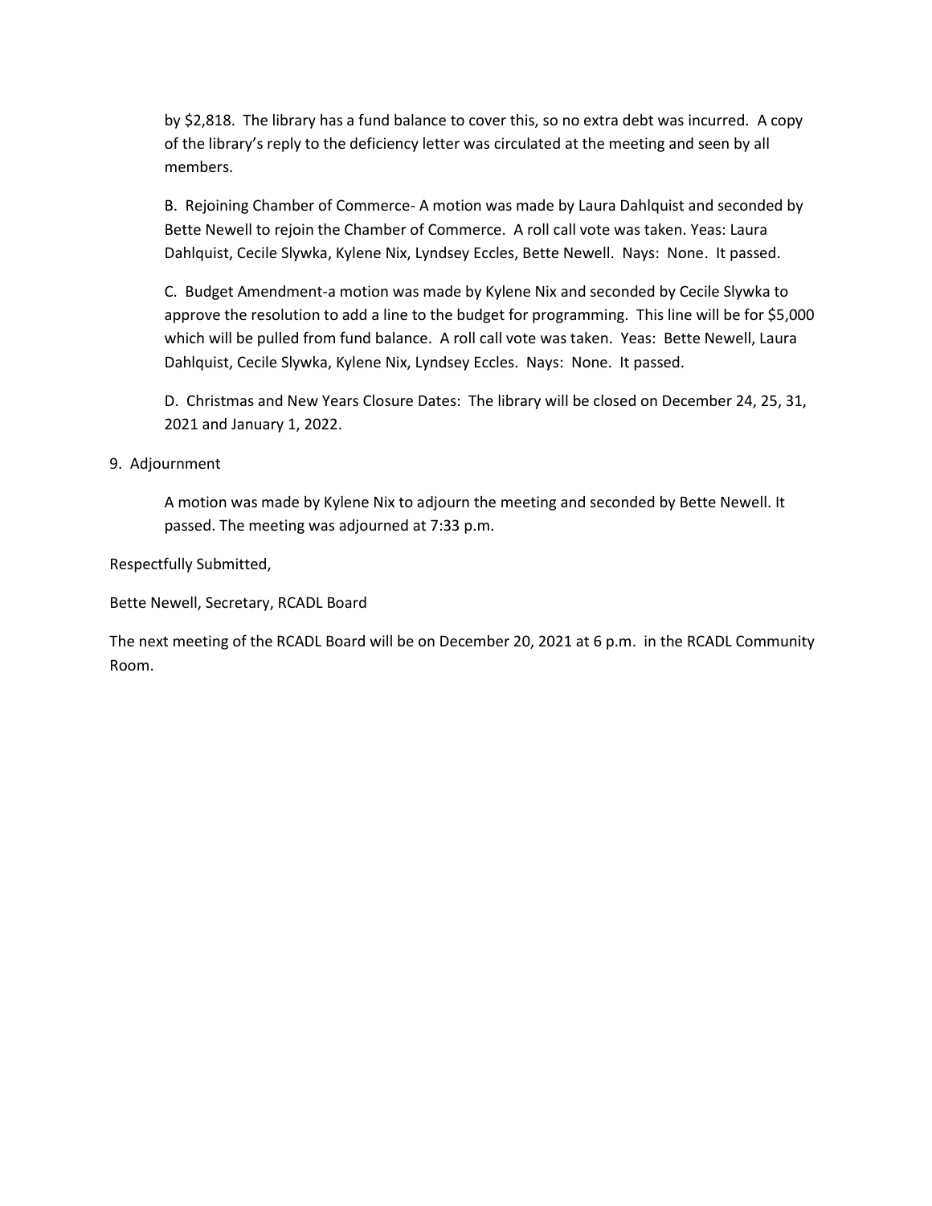by $2,818. The library has a fund balance to cover this, so no extra debt was incurred. A copy of the library's reply to the deficiency letter was circulated at the meeting and seen by all members.

B. Rejoining Chamber of Commerce- A motion was made by Laura Dahlquist and seconded by Bette Newell to rejoin the Chamber of Commerce. A roll call vote was taken. Yeas: Laura Dahlquist, Cecile Slywka, Kylene Nix, Lyndsey Eccles, Bette Newell. Nays: None. It passed.

C. Budget Amendment-a motion was made by Kylene Nix and seconded by Cecile Slywka to approve the resolution to add a line to the budget for programming. This line will be for $5,000 which will be pulled from fund balance. A roll call vote was taken. Yeas: Bette Newell, Laura Dahlquist, Cecile Slywka, Kylene Nix, Lyndsey Eccles. Nays: None. It passed.

D. Christmas and New Years Closure Dates: The library will be closed on December 24, 25, 31, 2021 and January 1, 2022.

9. Adjournment

A motion was made by Kylene Nix to adjourn the meeting and seconded by Bette Newell. It passed. The meeting was adjourned at 7:33 p.m.

Respectfully Submitted,

Bette Newell, Secretary, RCADL Board

The next meeting of the RCADL Board will be on December 20, 2021 at 6 p.m. in the RCADL Community Room.